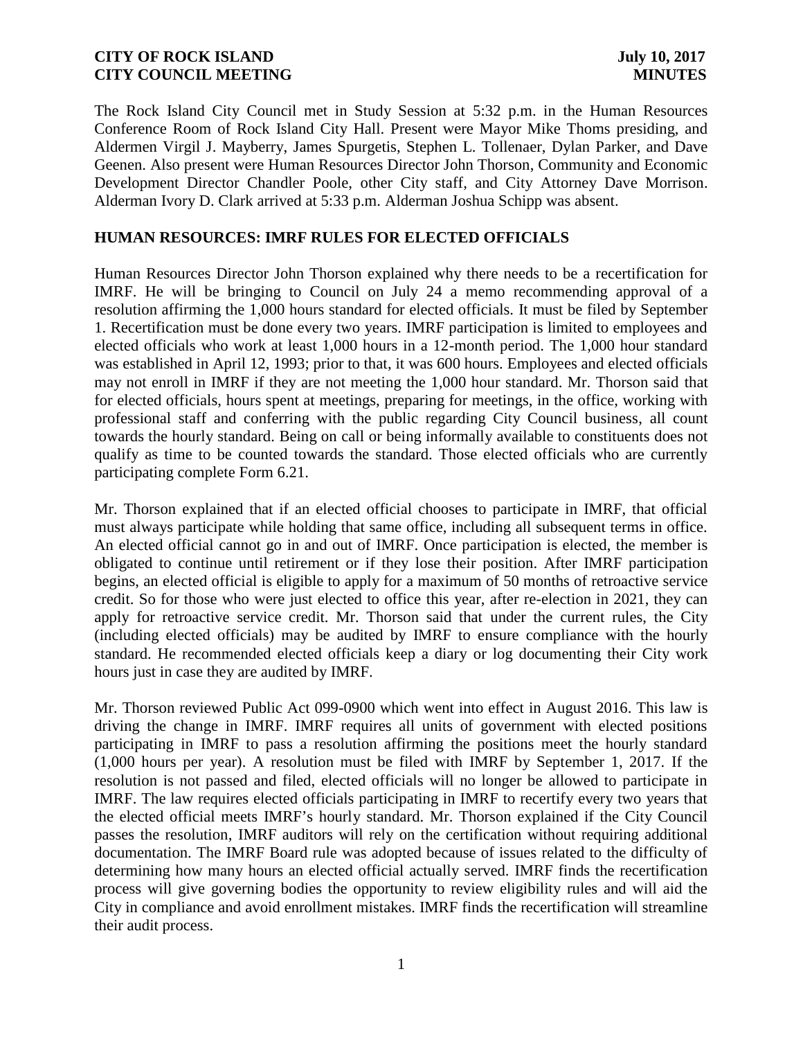**CITY OF ROCK ISLAND** **July 10, 2017**
**CITY COUNCIL MEETING** **MINUTES**

The Rock Island City Council met in Study Session at 5:32 p.m. in the Human Resources Conference Room of Rock Island City Hall. Present were Mayor Mike Thoms presiding, and Aldermen Virgil J. Mayberry, James Spurgetis, Stephen L. Tollenaer, Dylan Parker, and Dave Geenen. Also present were Human Resources Director John Thorson, Community and Economic Development Director Chandler Poole, other City staff, and City Attorney Dave Morrison. Alderman Ivory D. Clark arrived at 5:33 p.m. Alderman Joshua Schipp was absent.

## HUMAN RESOURCES: IMRF RULES FOR ELECTED OFFICIALS

Human Resources Director John Thorson explained why there needs to be a recertification for IMRF. He will be bringing to Council on July 24 a memo recommending approval of a resolution affirming the 1,000 hours standard for elected officials. It must be filed by September 1. Recertification must be done every two years. IMRF participation is limited to employees and elected officials who work at least 1,000 hours in a 12-month period. The 1,000 hour standard was established in April 12, 1993; prior to that, it was 600 hours. Employees and elected officials may not enroll in IMRF if they are not meeting the 1,000 hour standard. Mr. Thorson said that for elected officials, hours spent at meetings, preparing for meetings, in the office, working with professional staff and conferring with the public regarding City Council business, all count towards the hourly standard. Being on call or being informally available to constituents does not qualify as time to be counted towards the standard. Those elected officials who are currently participating complete Form 6.21.

Mr. Thorson explained that if an elected official chooses to participate in IMRF, that official must always participate while holding that same office, including all subsequent terms in office. An elected official cannot go in and out of IMRF. Once participation is elected, the member is obligated to continue until retirement or if they lose their position. After IMRF participation begins, an elected official is eligible to apply for a maximum of 50 months of retroactive service credit. So for those who were just elected to office this year, after re-election in 2021, they can apply for retroactive service credit. Mr. Thorson said that under the current rules, the City (including elected officials) may be audited by IMRF to ensure compliance with the hourly standard. He recommended elected officials keep a diary or log documenting their City work hours just in case they are audited by IMRF.

Mr. Thorson reviewed Public Act 099-0900 which went into effect in August 2016. This law is driving the change in IMRF. IMRF requires all units of government with elected positions participating in IMRF to pass a resolution affirming the positions meet the hourly standard (1,000 hours per year). A resolution must be filed with IMRF by September 1, 2017. If the resolution is not passed and filed, elected officials will no longer be allowed to participate in IMRF. The law requires elected officials participating in IMRF to recertify every two years that the elected official meets IMRF's hourly standard. Mr. Thorson explained if the City Council passes the resolution, IMRF auditors will rely on the certification without requiring additional documentation. The IMRF Board rule was adopted because of issues related to the difficulty of determining how many hours an elected official actually served. IMRF finds the recertification process will give governing bodies the opportunity to review eligibility rules and will aid the City in compliance and avoid enrollment mistakes. IMRF finds the recertification will streamline their audit process.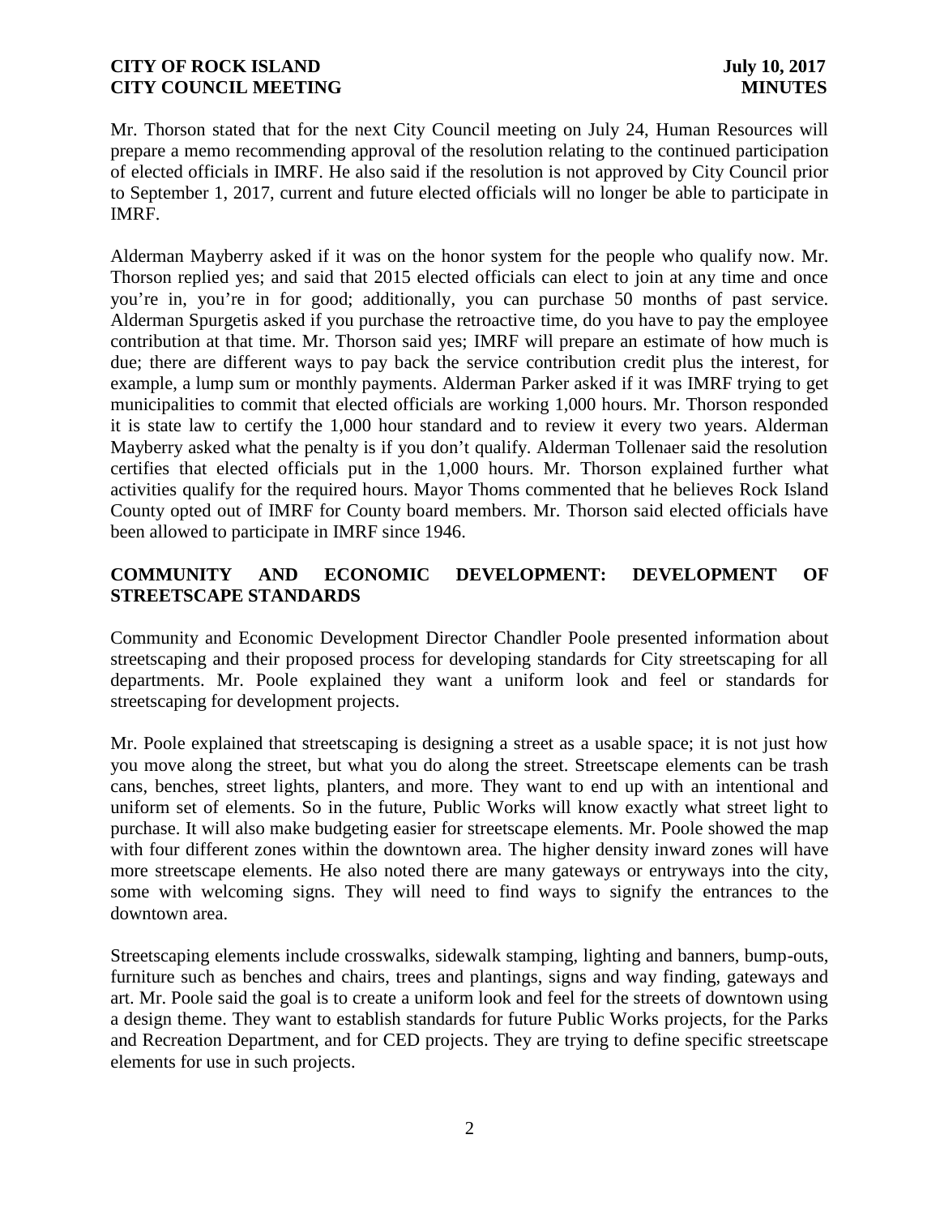Mr. Thorson stated that for the next City Council meeting on July 24, Human Resources will prepare a memo recommending approval of the resolution relating to the continued participation of elected officials in IMRF. He also said if the resolution is not approved by City Council prior to September 1, 2017, current and future elected officials will no longer be able to participate in IMRF.

Alderman Mayberry asked if it was on the honor system for the people who qualify now. Mr. Thorson replied yes; and said that 2015 elected officials can elect to join at any time and once you're in, you're in for good; additionally, you can purchase 50 months of past service. Alderman Spurgetis asked if you purchase the retroactive time, do you have to pay the employee contribution at that time. Mr. Thorson said yes; IMRF will prepare an estimate of how much is due; there are different ways to pay back the service contribution credit plus the interest, for example, a lump sum or monthly payments. Alderman Parker asked if it was IMRF trying to get municipalities to commit that elected officials are working 1,000 hours. Mr. Thorson responded it is state law to certify the 1,000 hour standard and to review it every two years. Alderman Mayberry asked what the penalty is if you don't qualify. Alderman Tollenaer said the resolution certifies that elected officials put in the 1,000 hours. Mr. Thorson explained further what activities qualify for the required hours. Mayor Thoms commented that he believes Rock Island County opted out of IMRF for County board members. Mr. Thorson said elected officials have been allowed to participate in IMRF since 1946.

## COMMUNITY AND ECONOMIC DEVELOPMENT: DEVELOPMENT OF STREETSCAPE STANDARDS

Community and Economic Development Director Chandler Poole presented information about streetscaping and their proposed process for developing standards for City streetscaping for all departments. Mr. Poole explained they want a uniform look and feel or standards for streetscaping for development projects.

Mr. Poole explained that streetscaping is designing a street as a usable space; it is not just how you move along the street, but what you do along the street. Streetscape elements can be trash cans, benches, street lights, planters, and more. They want to end up with an intentional and uniform set of elements. So in the future, Public Works will know exactly what street light to purchase. It will also make budgeting easier for streetscape elements. Mr. Poole showed the map with four different zones within the downtown area. The higher density inward zones will have more streetscape elements. He also noted there are many gateways or entryways into the city, some with welcoming signs. They will need to find ways to signify the entrances to the downtown area.

Streetscaping elements include crosswalks, sidewalk stamping, lighting and banners, bump-outs, furniture such as benches and chairs, trees and plantings, signs and way finding, gateways and art. Mr. Poole said the goal is to create a uniform look and feel for the streets of downtown using a design theme. They want to establish standards for future Public Works projects, for the Parks and Recreation Department, and for CED projects. They are trying to define specific streetscape elements for use in such projects.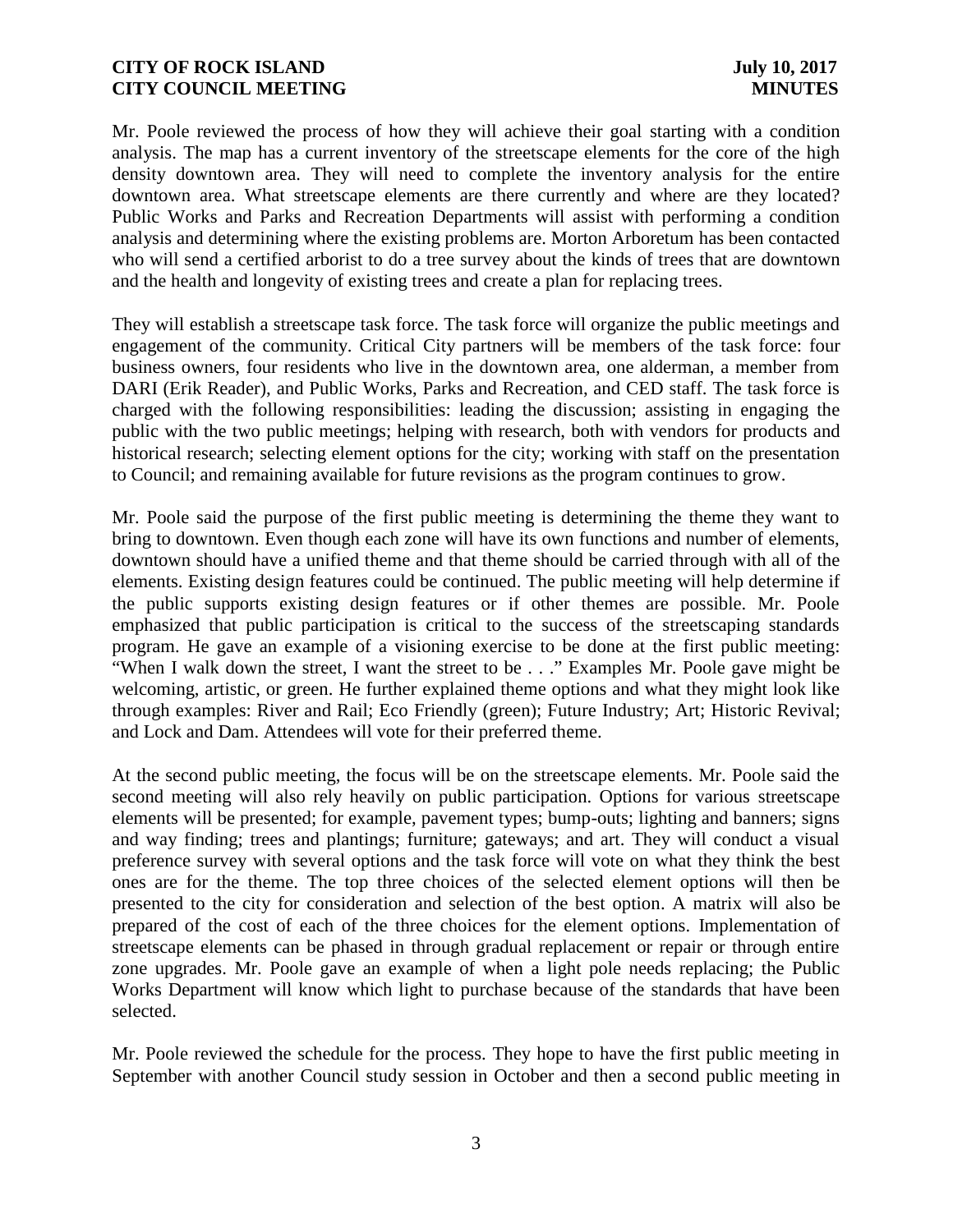Mr. Poole reviewed the process of how they will achieve their goal starting with a condition analysis. The map has a current inventory of the streetscape elements for the core of the high density downtown area. They will need to complete the inventory analysis for the entire downtown area. What streetscape elements are there currently and where are they located? Public Works and Parks and Recreation Departments will assist with performing a condition analysis and determining where the existing problems are. Morton Arboretum has been contacted who will send a certified arborist to do a tree survey about the kinds of trees that are downtown and the health and longevity of existing trees and create a plan for replacing trees.

They will establish a streetscape task force. The task force will organize the public meetings and engagement of the community. Critical City partners will be members of the task force: four business owners, four residents who live in the downtown area, one alderman, a member from DARI (Erik Reader), and Public Works, Parks and Recreation, and CED staff. The task force is charged with the following responsibilities: leading the discussion; assisting in engaging the public with the two public meetings; helping with research, both with vendors for products and historical research; selecting element options for the city; working with staff on the presentation to Council; and remaining available for future revisions as the program continues to grow.

Mr. Poole said the purpose of the first public meeting is determining the theme they want to bring to downtown. Even though each zone will have its own functions and number of elements, downtown should have a unified theme and that theme should be carried through with all of the elements. Existing design features could be continued. The public meeting will help determine if the public supports existing design features or if other themes are possible. Mr. Poole emphasized that public participation is critical to the success of the streetscaping standards program. He gave an example of a visioning exercise to be done at the first public meeting: "When I walk down the street, I want the street to be . . ." Examples Mr. Poole gave might be welcoming, artistic, or green. He further explained theme options and what they might look like through examples: River and Rail; Eco Friendly (green); Future Industry; Art; Historic Revival; and Lock and Dam. Attendees will vote for their preferred theme.

At the second public meeting, the focus will be on the streetscape elements. Mr. Poole said the second meeting will also rely heavily on public participation. Options for various streetscape elements will be presented; for example, pavement types; bump-outs; lighting and banners; signs and way finding; trees and plantings; furniture; gateways; and art. They will conduct a visual preference survey with several options and the task force will vote on what they think the best ones are for the theme. The top three choices of the selected element options will then be presented to the city for consideration and selection of the best option. A matrix will also be prepared of the cost of each of the three choices for the element options. Implementation of streetscape elements can be phased in through gradual replacement or repair or through entire zone upgrades. Mr. Poole gave an example of when a light pole needs replacing; the Public Works Department will know which light to purchase because of the standards that have been selected.

Mr. Poole reviewed the schedule for the process. They hope to have the first public meeting in September with another Council study session in October and then a second public meeting in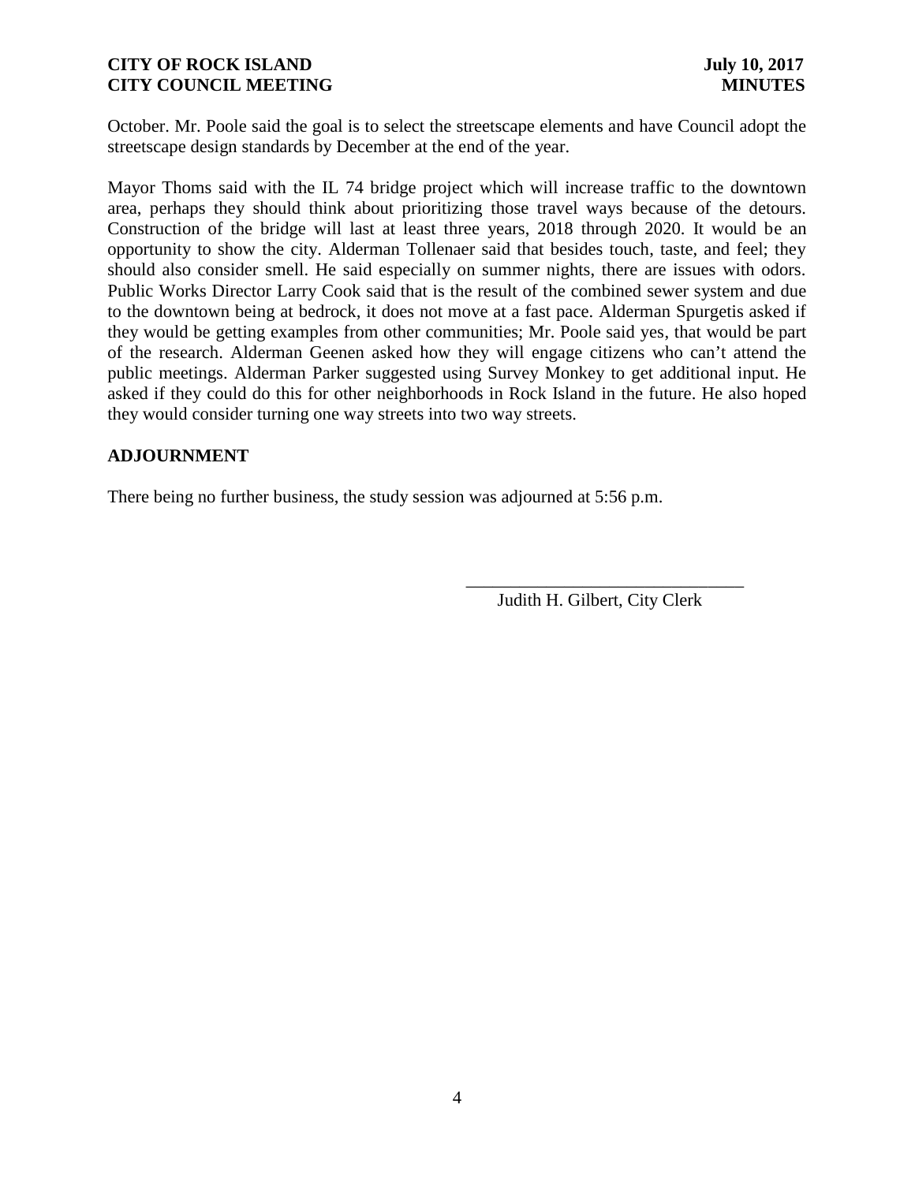October. Mr. Poole said the goal is to select the streetscape elements and have Council adopt the streetscape design standards by December at the end of the year.

Mayor Thoms said with the IL 74 bridge project which will increase traffic to the downtown area, perhaps they should think about prioritizing those travel ways because of the detours. Construction of the bridge will last at least three years, 2018 through 2020. It would be an opportunity to show the city. Alderman Tollenaer said that besides touch, taste, and feel; they should also consider smell. He said especially on summer nights, there are issues with odors. Public Works Director Larry Cook said that is the result of the combined sewer system and due to the downtown being at bedrock, it does not move at a fast pace. Alderman Spurgetis asked if they would be getting examples from other communities; Mr. Poole said yes, that would be part of the research. Alderman Geenen asked how they will engage citizens who can't attend the public meetings. Alderman Parker suggested using Survey Monkey to get additional input. He asked if they could do this for other neighborhoods in Rock Island in the future. He also hoped they would consider turning one way streets into two way streets.

## ADJOURNMENT

There being no further business, the study session was adjourned at 5:56 p.m.

\_\_\_\_\_\_\_\_\_\_\_\_\_\_\_\_\_\_\_\_\_\_\_\_\_\_\_\_\_\_\_\_

Judith H. Gilbert, City Clerk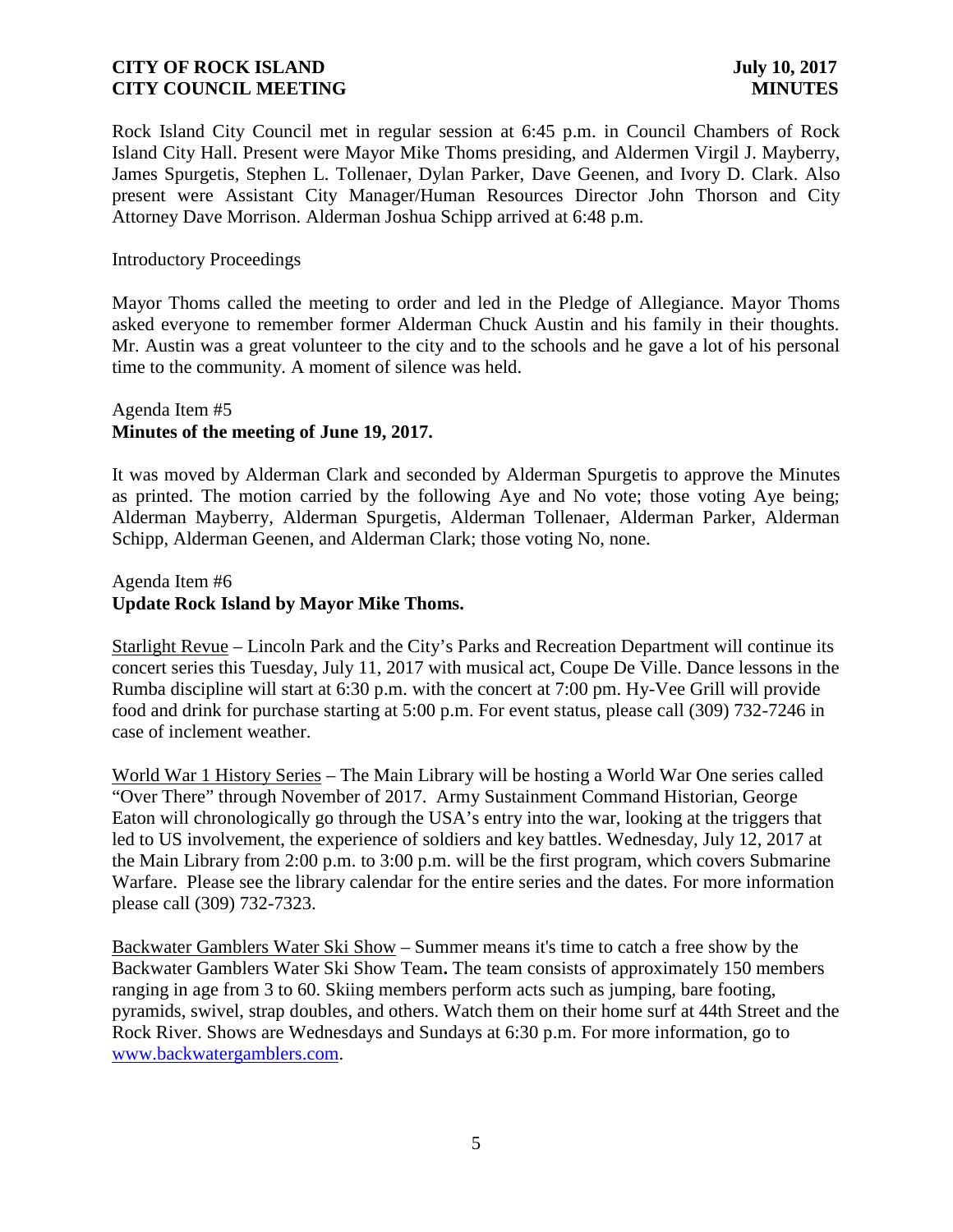Rock Island City Council met in regular session at 6:45 p.m. in Council Chambers of Rock Island City Hall. Present were Mayor Mike Thoms presiding, and Aldermen Virgil J. Mayberry, James Spurgetis, Stephen L. Tollenaer, Dylan Parker, Dave Geenen, and Ivory D. Clark. Also present were Assistant City Manager/Human Resources Director John Thorson and City Attorney Dave Morrison. Alderman Joshua Schipp arrived at 6:48 p.m.

Introductory Proceedings

Mayor Thoms called the meeting to order and led in the Pledge of Allegiance. Mayor Thoms asked everyone to remember former Alderman Chuck Austin and his family in their thoughts. Mr. Austin was a great volunteer to the city and to the schools and he gave a lot of his personal time to the community. A moment of silence was held.

Agenda Item #5
**Minutes of the meeting of June 19, 2017.**

It was moved by Alderman Clark and seconded by Alderman Spurgetis to approve the Minutes as printed. The motion carried by the following Aye and No vote; those voting Aye being; Alderman Mayberry, Alderman Spurgetis, Alderman Tollenaer, Alderman Parker, Alderman Schipp, Alderman Geenen, and Alderman Clark; those voting No, none.

Agenda Item #6
**Update Rock Island by Mayor Mike Thoms.**

<u>Starlight Revue</u> – Lincoln Park and the City's Parks and Recreation Department will continue its concert series this Tuesday, July 11, 2017 with musical act, Coupe De Ville. Dance lessons in the Rumba discipline will start at 6:30 p.m. with the concert at 7:00 pm. Hy-Vee Grill will provide food and drink for purchase starting at 5:00 p.m. For event status, please call (309) 732-7246 in case of inclement weather.

<u>World War 1 History Series</u> – The Main Library will be hosting a World War One series called "Over There" through November of 2017. Army Sustainment Command Historian, George Eaton will chronologically go through the USA's entry into the war, looking at the triggers that led to US involvement, the experience of soldiers and key battles. Wednesday, July 12, 2017 at the Main Library from 2:00 p.m. to 3:00 p.m. will be the first program, which covers Submarine Warfare. Please see the library calendar for the entire series and the dates. For more information please call (309) 732-7323.

<u>Backwater Gamblers Water Ski Show</u> – Summer means it's time to catch a free show by the Backwater Gamblers Water Ski Show Team**.** The team consists of approximately 150 members ranging in age from 3 to 60. Skiing members perform acts such as jumping, bare footing, pyramids, swivel, strap doubles, and others. Watch them on their home surf at 44th Street and the Rock River. Shows are Wednesdays and Sundays at 6:30 p.m. For more information, go to [www.backwatergamblers.com](http://www.backwatergamblers.com).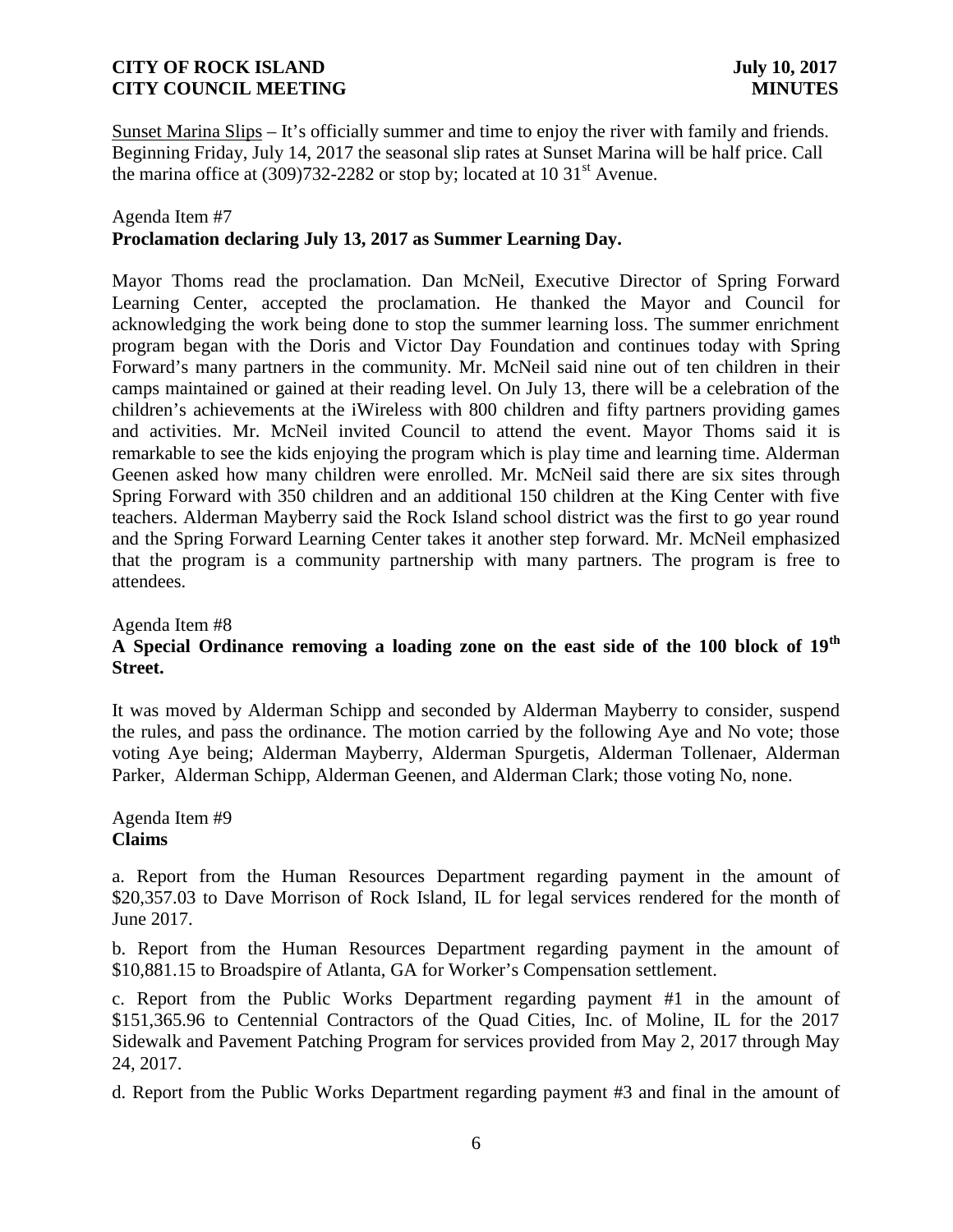Sunset Marina Slips – It's officially summer and time to enjoy the river with family and friends. Beginning Friday, July 14, 2017 the seasonal slip rates at Sunset Marina will be half price. Call the marina office at (309)732-2282 or stop by; located at 10 31st Avenue.

Agenda Item #7
**Proclamation declaring July 13, 2017 as Summer Learning Day.**

Mayor Thoms read the proclamation. Dan McNeil, Executive Director of Spring Forward Learning Center, accepted the proclamation. He thanked the Mayor and Council for acknowledging the work being done to stop the summer learning loss. The summer enrichment program began with the Doris and Victor Day Foundation and continues today with Spring Forward's many partners in the community. Mr. McNeil said nine out of ten children in their camps maintained or gained at their reading level. On July 13, there will be a celebration of the children's achievements at the iWireless with 800 children and fifty partners providing games and activities. Mr. McNeil invited Council to attend the event. Mayor Thoms said it is remarkable to see the kids enjoying the program which is play time and learning time. Alderman Geenen asked how many children were enrolled. Mr. McNeil said there are six sites through Spring Forward with 350 children and an additional 150 children at the King Center with five teachers. Alderman Mayberry said the Rock Island school district was the first to go year round and the Spring Forward Learning Center takes it another step forward. Mr. McNeil emphasized that the program is a community partnership with many partners. The program is free to attendees.

Agenda Item #8
**A Special Ordinance removing a loading zone on the east side of the 100 block of 19th Street.**

It was moved by Alderman Schipp and seconded by Alderman Mayberry to consider, suspend the rules, and pass the ordinance. The motion carried by the following Aye and No vote; those voting Aye being; Alderman Mayberry, Alderman Spurgetis, Alderman Tollenaer, Alderman Parker, Alderman Schipp, Alderman Geenen, and Alderman Clark; those voting No, none.

Agenda Item #9
**Claims**

a. Report from the Human Resources Department regarding payment in the amount of $20,357.03 to Dave Morrison of Rock Island, IL for legal services rendered for the month of June 2017.

b. Report from the Human Resources Department regarding payment in the amount of $10,881.15 to Broadspire of Atlanta, GA for Worker's Compensation settlement.

c. Report from the Public Works Department regarding payment #1 in the amount of $151,365.96 to Centennial Contractors of the Quad Cities, Inc. of Moline, IL for the 2017 Sidewalk and Pavement Patching Program for services provided from May 2, 2017 through May 24, 2017.

d. Report from the Public Works Department regarding payment #3 and final in the amount of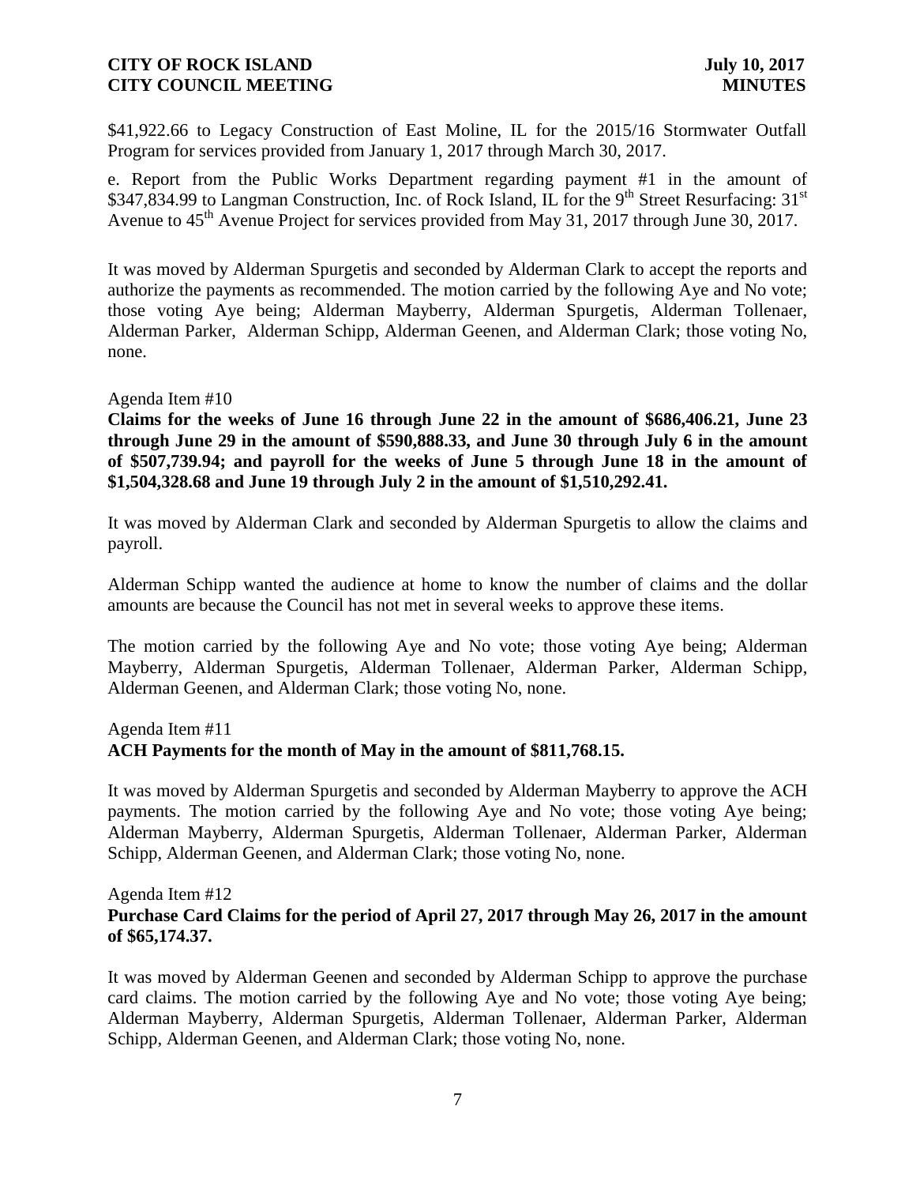$41,922.66 to Legacy Construction of East Moline, IL for the 2015/16 Stormwater Outfall Program for services provided from January 1, 2017 through March 30, 2017.

e. Report from the Public Works Department regarding payment #1 in the amount of $347,834.99 to Langman Construction, Inc. of Rock Island, IL for the 9th Street Resurfacing: 31st Avenue to 45th Avenue Project for services provided from May 31, 2017 through June 30, 2017.

It was moved by Alderman Spurgetis and seconded by Alderman Clark to accept the reports and authorize the payments as recommended. The motion carried by the following Aye and No vote; those voting Aye being; Alderman Mayberry, Alderman Spurgetis, Alderman Tollenaer, Alderman Parker, Alderman Schipp, Alderman Geenen, and Alderman Clark; those voting No, none.

Agenda Item #10

**Claims for the weeks of June 16 through June 22 in the amount of $686,406.21, June 23 through June 29 in the amount of $590,888.33, and June 30 through July 6 in the amount of $507,739.94; and payroll for the weeks of June 5 through June 18 in the amount of $1,504,328.68 and June 19 through July 2 in the amount of $1,510,292.41.**

It was moved by Alderman Clark and seconded by Alderman Spurgetis to allow the claims and payroll.

Alderman Schipp wanted the audience at home to know the number of claims and the dollar amounts are because the Council has not met in several weeks to approve these items.

The motion carried by the following Aye and No vote; those voting Aye being; Alderman Mayberry, Alderman Spurgetis, Alderman Tollenaer, Alderman Parker, Alderman Schipp, Alderman Geenen, and Alderman Clark; those voting No, none.

Agenda Item #11

**ACH Payments for the month of May in the amount of $811,768.15.**

It was moved by Alderman Spurgetis and seconded by Alderman Mayberry to approve the ACH payments. The motion carried by the following Aye and No vote; those voting Aye being; Alderman Mayberry, Alderman Spurgetis, Alderman Tollenaer, Alderman Parker, Alderman Schipp, Alderman Geenen, and Alderman Clark; those voting No, none.

Agenda Item #12

**Purchase Card Claims for the period of April 27, 2017 through May 26, 2017 in the amount of $65,174.37.**

It was moved by Alderman Geenen and seconded by Alderman Schipp to approve the purchase card claims. The motion carried by the following Aye and No vote; those voting Aye being; Alderman Mayberry, Alderman Spurgetis, Alderman Tollenaer, Alderman Parker, Alderman Schipp, Alderman Geenen, and Alderman Clark; those voting No, none.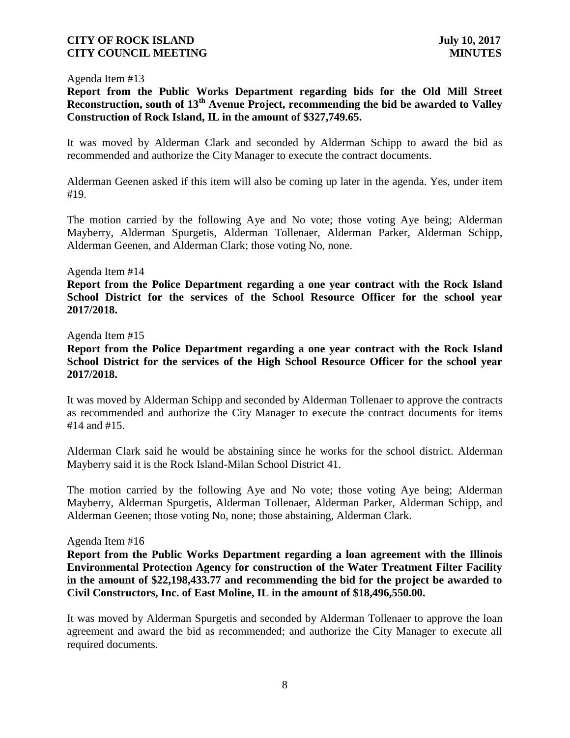Agenda Item #13

**Report from the Public Works Department regarding bids for the Old Mill Street Reconstruction, south of 13th Avenue Project, recommending the bid be awarded to Valley Construction of Rock Island, IL in the amount of $327,749.65.**

It was moved by Alderman Clark and seconded by Alderman Schipp to award the bid as recommended and authorize the City Manager to execute the contract documents.

Alderman Geenen asked if this item will also be coming up later in the agenda. Yes, under item #19.

The motion carried by the following Aye and No vote; those voting Aye being; Alderman Mayberry, Alderman Spurgetis, Alderman Tollenaer, Alderman Parker, Alderman Schipp, Alderman Geenen, and Alderman Clark; those voting No, none.

Agenda Item #14

**Report from the Police Department regarding a one year contract with the Rock Island School District for the services of the School Resource Officer for the school year 2017/2018.**

Agenda Item #15

**Report from the Police Department regarding a one year contract with the Rock Island School District for the services of the High School Resource Officer for the school year 2017/2018.**

It was moved by Alderman Schipp and seconded by Alderman Tollenaer to approve the contracts as recommended and authorize the City Manager to execute the contract documents for items #14 and #15.

Alderman Clark said he would be abstaining since he works for the school district. Alderman Mayberry said it is the Rock Island-Milan School District 41.

The motion carried by the following Aye and No vote; those voting Aye being; Alderman Mayberry, Alderman Spurgetis, Alderman Tollenaer, Alderman Parker, Alderman Schipp, and Alderman Geenen; those voting No, none; those abstaining, Alderman Clark.

Agenda Item #16

**Report from the Public Works Department regarding a loan agreement with the Illinois Environmental Protection Agency for construction of the Water Treatment Filter Facility in the amount of $22,198,433.77 and recommending the bid for the project be awarded to Civil Constructors, Inc. of East Moline, IL in the amount of $18,496,550.00.**

It was moved by Alderman Spurgetis and seconded by Alderman Tollenaer to approve the loan agreement and award the bid as recommended; and authorize the City Manager to execute all required documents.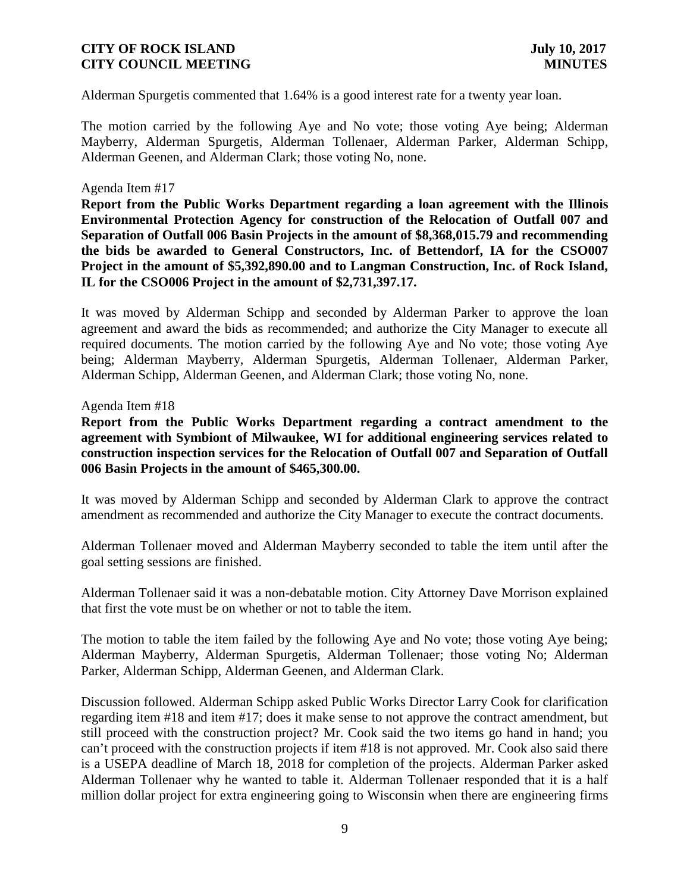Alderman Spurgetis commented that 1.64% is a good interest rate for a twenty year loan.

The motion carried by the following Aye and No vote; those voting Aye being; Alderman Mayberry, Alderman Spurgetis, Alderman Tollenaer, Alderman Parker, Alderman Schipp, Alderman Geenen, and Alderman Clark; those voting No, none.

Agenda Item #17

**Report from the Public Works Department regarding a loan agreement with the Illinois Environmental Protection Agency for construction of the Relocation of Outfall 007 and Separation of Outfall 006 Basin Projects in the amount of $8,368,015.79 and recommending the bids be awarded to General Constructors, Inc. of Bettendorf, IA for the CSO007 Project in the amount of $5,392,890.00 and to Langman Construction, Inc. of Rock Island, IL for the CSO006 Project in the amount of $2,731,397.17.**

It was moved by Alderman Schipp and seconded by Alderman Parker to approve the loan agreement and award the bids as recommended; and authorize the City Manager to execute all required documents. The motion carried by the following Aye and No vote; those voting Aye being; Alderman Mayberry, Alderman Spurgetis, Alderman Tollenaer, Alderman Parker, Alderman Schipp, Alderman Geenen, and Alderman Clark; those voting No, none.

Agenda Item #18

**Report from the Public Works Department regarding a contract amendment to the agreement with Symbiont of Milwaukee, WI for additional engineering services related to construction inspection services for the Relocation of Outfall 007 and Separation of Outfall 006 Basin Projects in the amount of $465,300.00.**

It was moved by Alderman Schipp and seconded by Alderman Clark to approve the contract amendment as recommended and authorize the City Manager to execute the contract documents.

Alderman Tollenaer moved and Alderman Mayberry seconded to table the item until after the goal setting sessions are finished.

Alderman Tollenaer said it was a non-debatable motion. City Attorney Dave Morrison explained that first the vote must be on whether or not to table the item.

The motion to table the item failed by the following Aye and No vote; those voting Aye being; Alderman Mayberry, Alderman Spurgetis, Alderman Tollenaer; those voting No; Alderman Parker, Alderman Schipp, Alderman Geenen, and Alderman Clark.

Discussion followed. Alderman Schipp asked Public Works Director Larry Cook for clarification regarding item #18 and item #17; does it make sense to not approve the contract amendment, but still proceed with the construction project? Mr. Cook said the two items go hand in hand; you can't proceed with the construction projects if item #18 is not approved. Mr. Cook also said there is a USEPA deadline of March 18, 2018 for completion of the projects. Alderman Parker asked Alderman Tollenaer why he wanted to table it. Alderman Tollenaer responded that it is a half million dollar project for extra engineering going to Wisconsin when there are engineering firms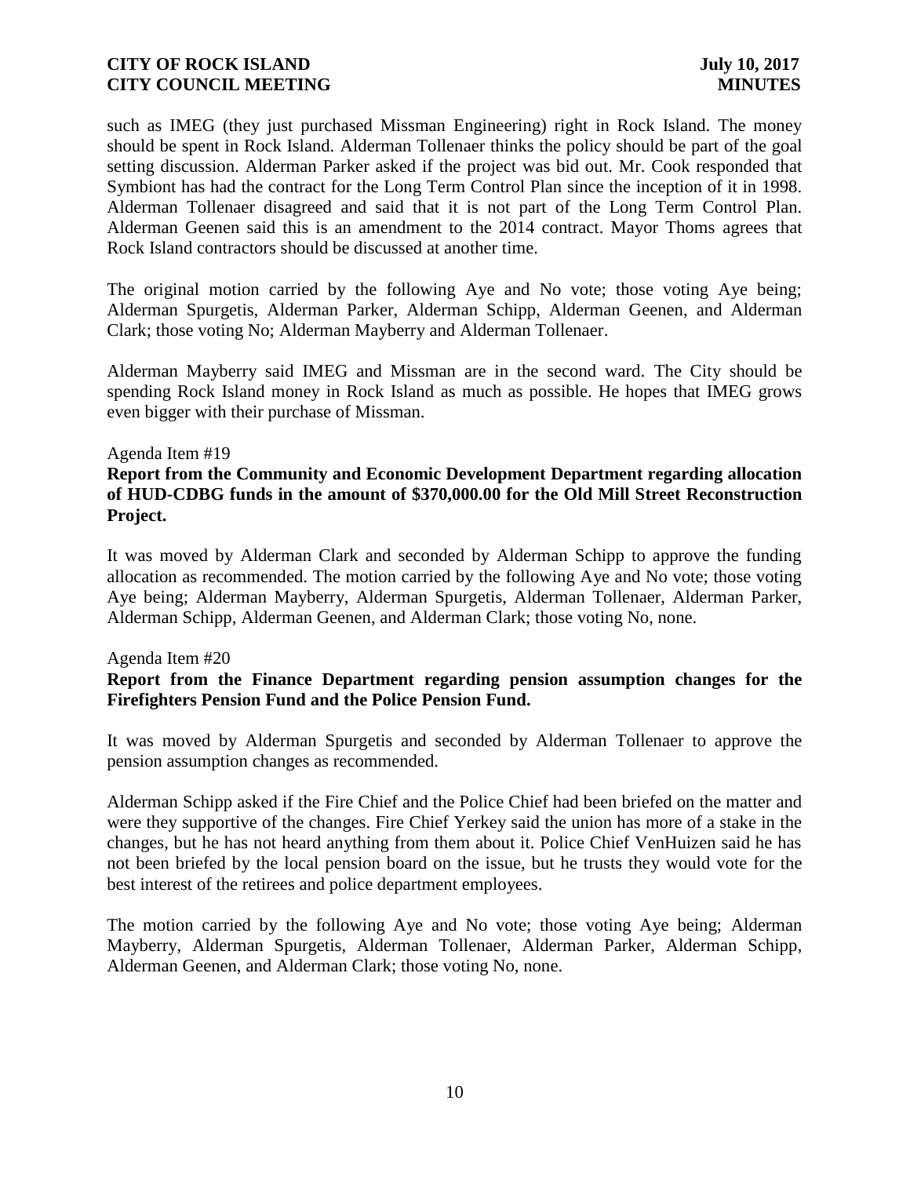such as IMEG (they just purchased Missman Engineering) right in Rock Island. The money should be spent in Rock Island. Alderman Tollenaer thinks the policy should be part of the goal setting discussion. Alderman Parker asked if the project was bid out. Mr. Cook responded that Symbiont has had the contract for the Long Term Control Plan since the inception of it in 1998. Alderman Tollenaer disagreed and said that it is not part of the Long Term Control Plan. Alderman Geenen said this is an amendment to the 2014 contract. Mayor Thoms agrees that Rock Island contractors should be discussed at another time.

The original motion carried by the following Aye and No vote; those voting Aye being; Alderman Spurgetis, Alderman Parker, Alderman Schipp, Alderman Geenen, and Alderman Clark; those voting No; Alderman Mayberry and Alderman Tollenaer.

Alderman Mayberry said IMEG and Missman are in the second ward. The City should be spending Rock Island money in Rock Island as much as possible. He hopes that IMEG grows even bigger with their purchase of Missman.

Agenda Item #19

**Report from the Community and Economic Development Department regarding allocation of HUD-CDBG funds in the amount of $370,000.00 for the Old Mill Street Reconstruction Project.**

It was moved by Alderman Clark and seconded by Alderman Schipp to approve the funding allocation as recommended. The motion carried by the following Aye and No vote; those voting Aye being; Alderman Mayberry, Alderman Spurgetis, Alderman Tollenaer, Alderman Parker, Alderman Schipp, Alderman Geenen, and Alderman Clark; those voting No, none.

Agenda Item #20

**Report from the Finance Department regarding pension assumption changes for the Firefighters Pension Fund and the Police Pension Fund.**

It was moved by Alderman Spurgetis and seconded by Alderman Tollenaer to approve the pension assumption changes as recommended.

Alderman Schipp asked if the Fire Chief and the Police Chief had been briefed on the matter and were they supportive of the changes. Fire Chief Yerkey said the union has more of a stake in the changes, but he has not heard anything from them about it. Police Chief VenHuizen said he has not been briefed by the local pension board on the issue, but he trusts they would vote for the best interest of the retirees and police department employees.

The motion carried by the following Aye and No vote; those voting Aye being; Alderman Mayberry, Alderman Spurgetis, Alderman Tollenaer, Alderman Parker, Alderman Schipp, Alderman Geenen, and Alderman Clark; those voting No, none.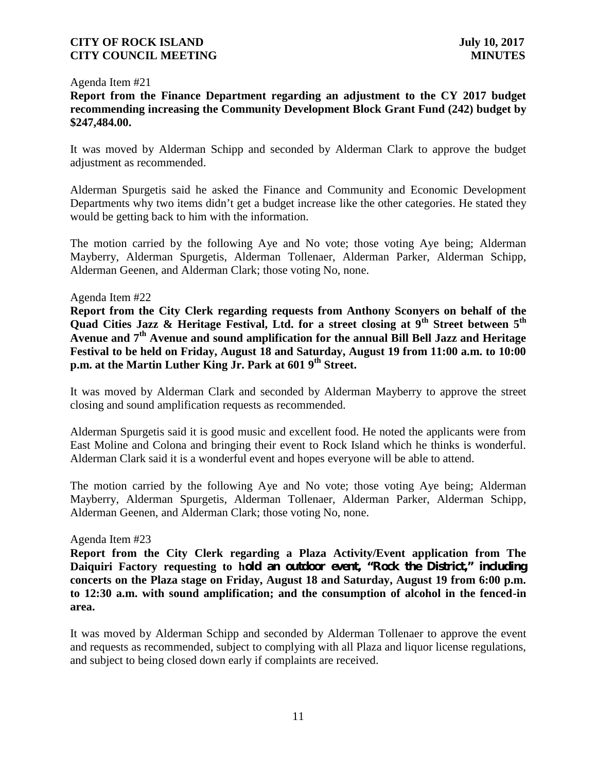Agenda Item #21

**Report from the Finance Department regarding an adjustment to the CY 2017 budget recommending increasing the Community Development Block Grant Fund (242) budget by \$247,484.00.**

It was moved by Alderman Schipp and seconded by Alderman Clark to approve the budget adjustment as recommended.

Alderman Spurgetis said he asked the Finance and Community and Economic Development Departments why two items didn't get a budget increase like the other categories. He stated they would be getting back to him with the information.

The motion carried by the following Aye and No vote; those voting Aye being; Alderman Mayberry, Alderman Spurgetis, Alderman Tollenaer, Alderman Parker, Alderman Schipp, Alderman Geenen, and Alderman Clark; those voting No, none.

Agenda Item #22

**Report from the City Clerk regarding requests from Anthony Sconyers on behalf of the Quad Cities Jazz & Heritage Festival, Ltd. for a street closing at 9th Street between 5th Avenue and 7th Avenue and sound amplification for the annual Bill Bell Jazz and Heritage Festival to be held on Friday, August 18 and Saturday, August 19 from 11:00 a.m. to 10:00 p.m. at the Martin Luther King Jr. Park at 601 9th Street.**

It was moved by Alderman Clark and seconded by Alderman Mayberry to approve the street closing and sound amplification requests as recommended.

Alderman Spurgetis said it is good music and excellent food. He noted the applicants were from East Moline and Colona and bringing their event to Rock Island which he thinks is wonderful. Alderman Clark said it is a wonderful event and hopes everyone will be able to attend.

The motion carried by the following Aye and No vote; those voting Aye being; Alderman Mayberry, Alderman Spurgetis, Alderman Tollenaer, Alderman Parker, Alderman Schipp, Alderman Geenen, and Alderman Clark; those voting No, none.

Agenda Item #23

**Report from the City Clerk regarding a Plaza Activity/Event application from The Daiquiri Factory requesting to hold an outdoor event, "Rock the District," including concerts on the Plaza stage on Friday, August 18 and Saturday, August 19 from 6:00 p.m. to 12:30 a.m. with sound amplification; and the consumption of alcohol in the fenced-in area.**

It was moved by Alderman Schipp and seconded by Alderman Tollenaer to approve the event and requests as recommended, subject to complying with all Plaza and liquor license regulations, and subject to being closed down early if complaints are received.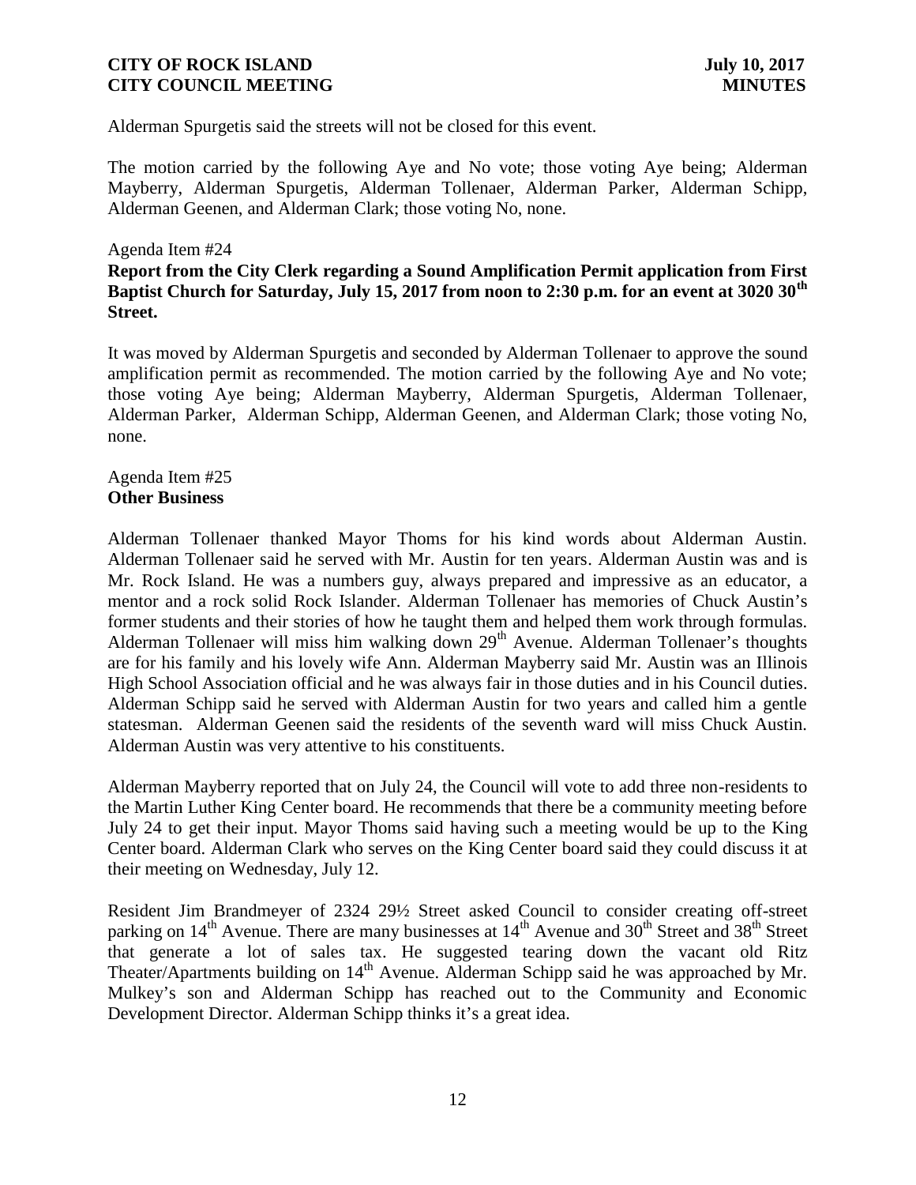Alderman Spurgetis said the streets will not be closed for this event.

The motion carried by the following Aye and No vote; those voting Aye being; Alderman Mayberry, Alderman Spurgetis, Alderman Tollenaer, Alderman Parker, Alderman Schipp, Alderman Geenen, and Alderman Clark; those voting No, none.

Agenda Item #24

**Report from the City Clerk regarding a Sound Amplification Permit application from First Baptist Church for Saturday, July 15, 2017 from noon to 2:30 p.m. for an event at 3020 30th Street.**

It was moved by Alderman Spurgetis and seconded by Alderman Tollenaer to approve the sound amplification permit as recommended. The motion carried by the following Aye and No vote; those voting Aye being; Alderman Mayberry, Alderman Spurgetis, Alderman Tollenaer, Alderman Parker, Alderman Schipp, Alderman Geenen, and Alderman Clark; those voting No, none.

Agenda Item #25

**Other Business**

Alderman Tollenaer thanked Mayor Thoms for his kind words about Alderman Austin. Alderman Tollenaer said he served with Mr. Austin for ten years. Alderman Austin was and is Mr. Rock Island. He was a numbers guy, always prepared and impressive as an educator, a mentor and a rock solid Rock Islander. Alderman Tollenaer has memories of Chuck Austin's former students and their stories of how he taught them and helped them work through formulas. Alderman Tollenaer will miss him walking down 29th Avenue. Alderman Tollenaer's thoughts are for his family and his lovely wife Ann. Alderman Mayberry said Mr. Austin was an Illinois High School Association official and he was always fair in those duties and in his Council duties. Alderman Schipp said he served with Alderman Austin for two years and called him a gentle statesman. Alderman Geenen said the residents of the seventh ward will miss Chuck Austin. Alderman Austin was very attentive to his constituents.

Alderman Mayberry reported that on July 24, the Council will vote to add three non-residents to the Martin Luther King Center board. He recommends that there be a community meeting before July 24 to get their input. Mayor Thoms said having such a meeting would be up to the King Center board. Alderman Clark who serves on the King Center board said they could discuss it at their meeting on Wednesday, July 12.

Resident Jim Brandmeyer of 2324 29½ Street asked Council to consider creating off-street parking on 14th Avenue. There are many businesses at 14th Avenue and 30th Street and 38th Street that generate a lot of sales tax. He suggested tearing down the vacant old Ritz Theater/Apartments building on 14th Avenue. Alderman Schipp said he was approached by Mr. Mulkey's son and Alderman Schipp has reached out to the Community and Economic Development Director. Alderman Schipp thinks it's a great idea.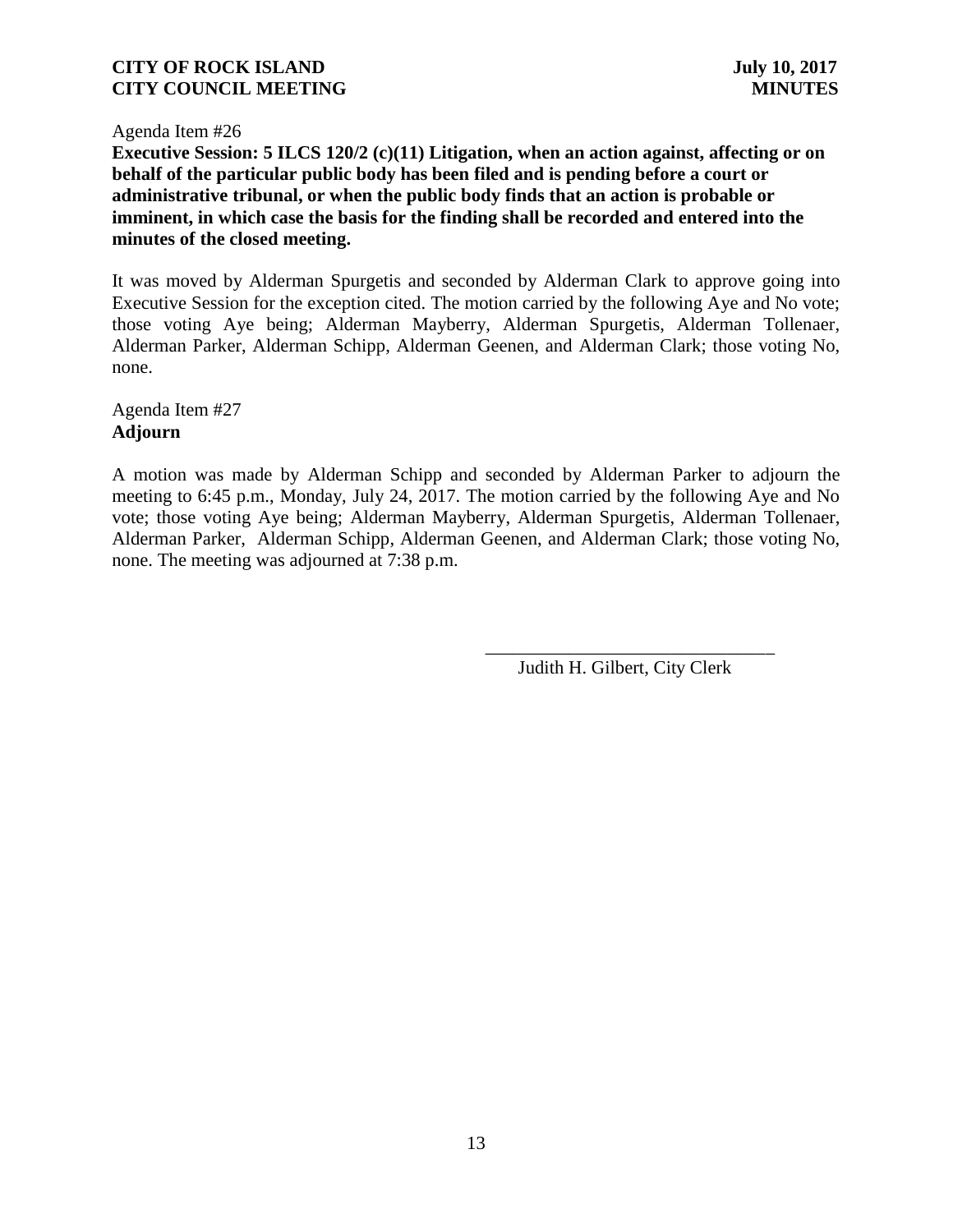Agenda Item #26

**Executive Session: 5 ILCS 120/2 (c)(11) Litigation, when an action against, affecting or on behalf of the particular public body has been filed and is pending before a court or administrative tribunal, or when the public body finds that an action is probable or imminent, in which case the basis for the finding shall be recorded and entered into the minutes of the closed meeting.**

It was moved by Alderman Spurgetis and seconded by Alderman Clark to approve going into Executive Session for the exception cited. The motion carried by the following Aye and No vote; those voting Aye being; Alderman Mayberry, Alderman Spurgetis, Alderman Tollenaer, Alderman Parker, Alderman Schipp, Alderman Geenen, and Alderman Clark; those voting No, none.

Agenda Item #27

**Adjourn**

A motion was made by Alderman Schipp and seconded by Alderman Parker to adjourn the meeting to 6:45 p.m., Monday, July 24, 2017. The motion carried by the following Aye and No vote; those voting Aye being; Alderman Mayberry, Alderman Spurgetis, Alderman Tollenaer, Alderman Parker, Alderman Schipp, Alderman Geenen, and Alderman Clark; those voting No, none. The meeting was adjourned at 7:38 p.m.

______________________________

Judith H. Gilbert, City Clerk